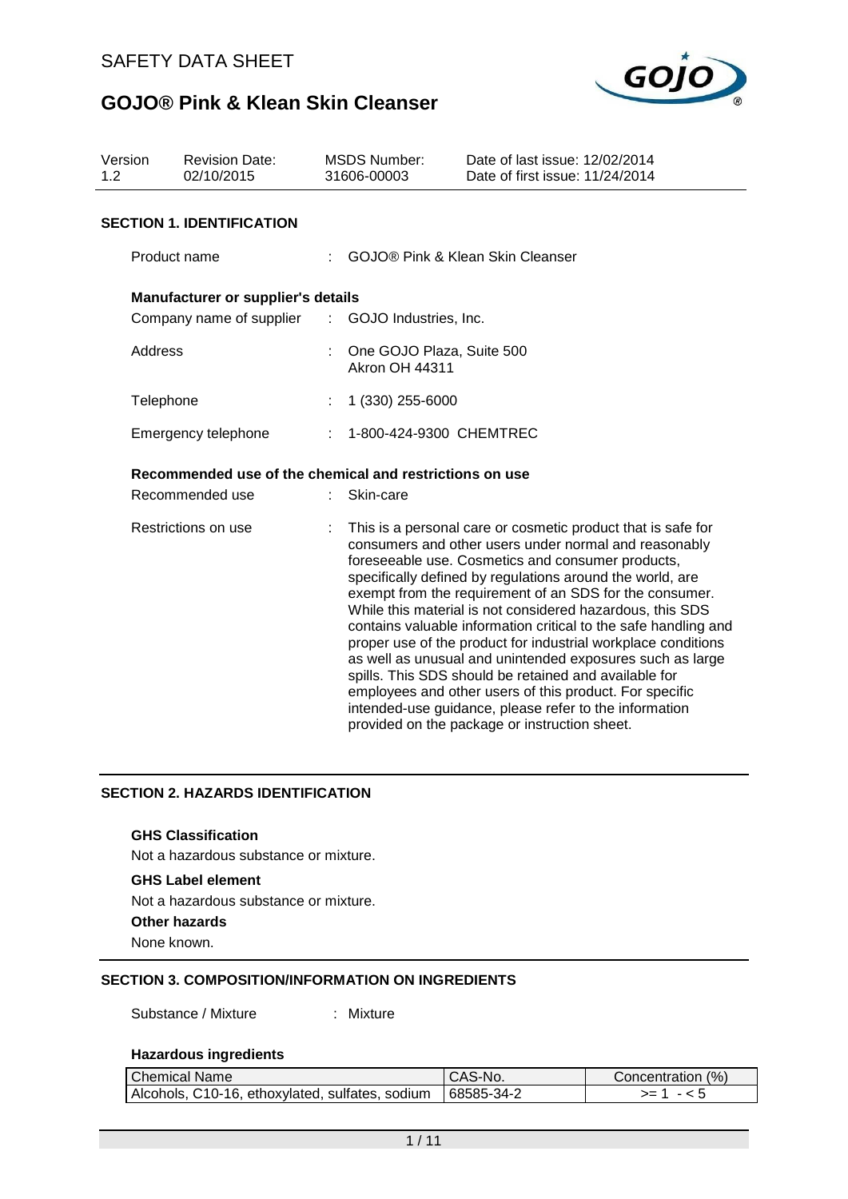# SAFETY DATA SHEET

# GOJO® Pink & Klean Skin Cleanser

| Version | Revision Date: | MSDS Number: | Date of last issue: 12/02/2014 |
|---|---|---|---|
| 1.2 | 02/10/2015 | 31606-00003 | Date of first issue: 11/24/2014 |

## SECTION 1. IDENTIFICATION

Product name : GOJO® Pink & Klean Skin Cleanser

**Manufacturer or supplier's details**

Company name of supplier : GOJO Industries, Inc.

Address : One GOJO Plaza, Suite 500
Akron OH 44311

Telephone : 1 (330) 255-6000

Emergency telephone : 1-800-424-9300 CHEMTREC

**Recommended use of the chemical and restrictions on use**

Recommended use : Skin-care

Restrictions on use : This is a personal care or cosmetic product that is safe for consumers and other users under normal and reasonably foreseeable use. Cosmetics and consumer products, specifically defined by regulations around the world, are exempt from the requirement of an SDS for the consumer. While this material is not considered hazardous, this SDS contains valuable information critical to the safe handling and proper use of the product for industrial workplace conditions as well as unusual and unintended exposures such as large spills. This SDS should be retained and available for employees and other users of this product. For specific intended-use guidance, please refer to the information provided on the package or instruction sheet.

## SECTION 2. HAZARDS IDENTIFICATION

**GHS Classification**

Not a hazardous substance or mixture.

**GHS Label element**

Not a hazardous substance or mixture.

**Other hazards**

None known.

## SECTION 3. COMPOSITION/INFORMATION ON INGREDIENTS

Substance / Mixture : Mixture

**Hazardous ingredients**

| Chemical Name | CAS-No. | Concentration (%) |
|---|---|---|
| Alcohols, C10-16, ethoxylated, sulfates, sodium | 68585-34-2 | >= 1 - < 5 |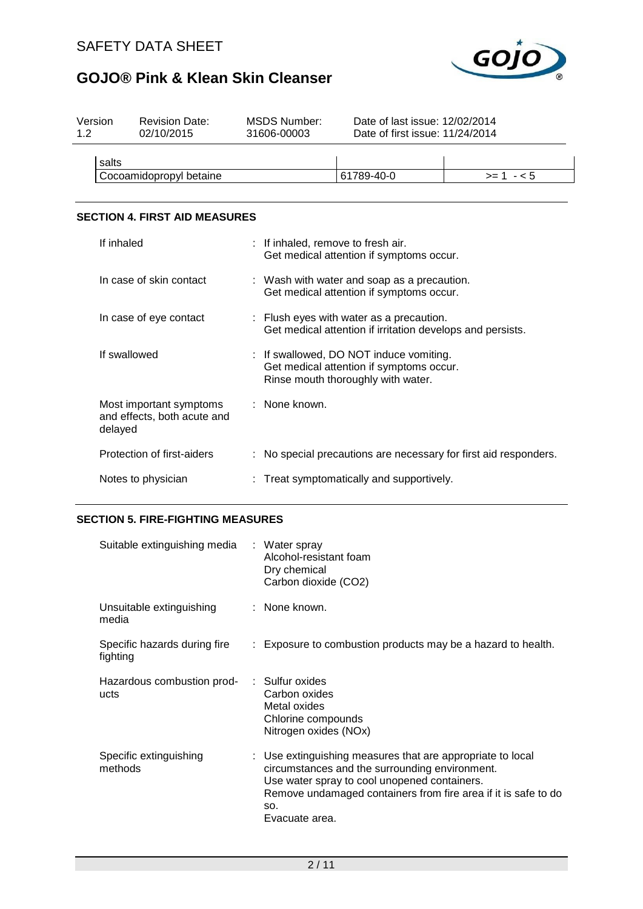| Version 1.2 | Revision Date: 02/10/2015 | MSDS Number: 31606-00003 | Date of last issue: 12/02/2014 Date of first issue: 11/24/2014 |
|---|---|---|---|

| | | |
|---|---|---|
| salts | | |
| Cocoamidopropyl betaine | 61789-40-0 | >= 1 - < 5 |

## SECTION 4. FIRST AID MEASURES

| | |
|---|---|
| If inhaled | : If inhaled, remove to fresh air. Get medical attention if symptoms occur. |
| In case of skin contact | : Wash with water and soap as a precaution. Get medical attention if symptoms occur. |
| In case of eye contact | : Flush eyes with water as a precaution. Get medical attention if irritation develops and persists. |
| If swallowed | : If swallowed, DO NOT induce vomiting. Get medical attention if symptoms occur. Rinse mouth thoroughly with water. |
| Most important symptoms and effects, both acute and delayed | : None known. |
| Protection of first-aiders | : No special precautions are necessary for first aid responders. |
| Notes to physician | : Treat symptomatically and supportively. |

## SECTION 5. FIRE-FIGHTING MEASURES

| | |
|---|---|
| Suitable extinguishing media | : Water spray<br>Alcohol-resistant foam<br>Dry chemical<br>Carbon dioxide ($CO_2$) |
| Unsuitable extinguishing media | : None known. |
| Specific hazards during fire fighting | : Exposure to combustion products may be a hazard to health. |
| Hazardous combustion products | : Sulfur oxides<br>Carbon oxides<br>Metal oxides<br>Chlorine compounds<br>Nitrogen oxides (NOx) |
| Specific extinguishing methods | : Use extinguishing measures that are appropriate to local circumstances and the surrounding environment.<br>Use water spray to cool unopened containers.<br>Remove undamaged containers from fire area if it is safe to do so.<br>Evacuate area. |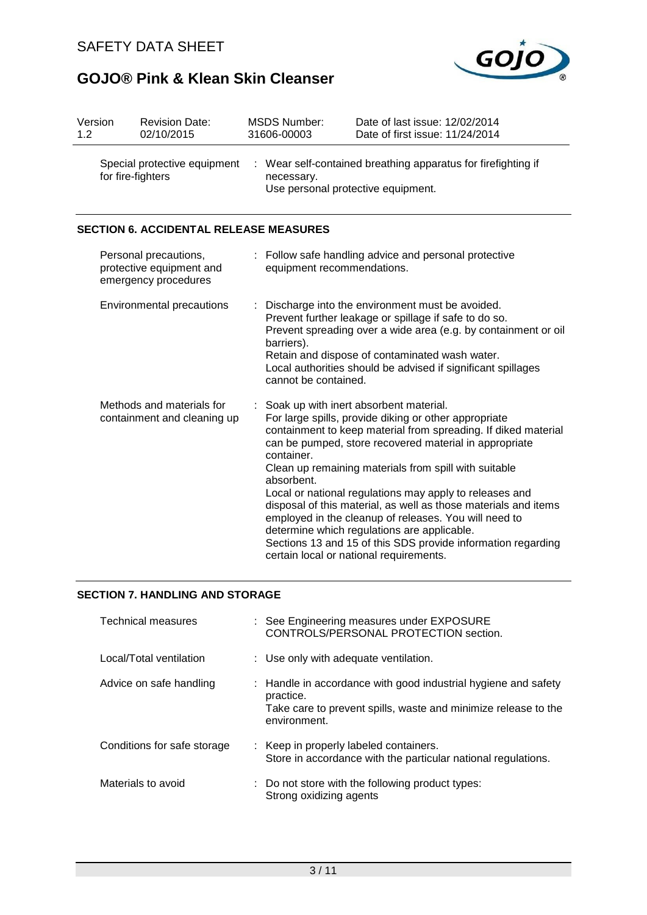| Version | Revision Date: | MSDS Number: | Date of last issue: 12/02/2014 |
|---|---|---|---|
| 1.2 | 02/10/2015 | 31606-00003 | Date of first issue: 11/24/2014 |

Special protective equipment for fire-fighters : Wear self-contained breathing apparatus for firefighting if necessary.
Use personal protective equipment.

## SECTION 6. ACCIDENTAL RELEASE MEASURES

Personal precautions, protective equipment and emergency procedures : Follow safe handling advice and personal protective equipment recommendations.

Environmental precautions : Discharge into the environment must be avoided.
Prevent further leakage or spillage if safe to do so.
Prevent spreading over a wide area (e.g. by containment or oil barriers).
Retain and dispose of contaminated wash water.
Local authorities should be advised if significant spillages cannot be contained.

Methods and materials for containment and cleaning up : Soak up with inert absorbent material.
For large spills, provide diking or other appropriate containment to keep material from spreading. If diked material can be pumped, store recovered material in appropriate container.
Clean up remaining materials from spill with suitable absorbent.
Local or national regulations may apply to releases and disposal of this material, as well as those materials and items employed in the cleanup of releases. You will need to determine which regulations are applicable.
Sections 13 and 15 of this SDS provide information regarding certain local or national requirements.

## SECTION 7. HANDLING AND STORAGE

Technical measures : See Engineering measures under EXPOSURE CONTROLS/PERSONAL PROTECTION section.

Local/Total ventilation : Use only with adequate ventilation.

Advice on safe handling : Handle in accordance with good industrial hygiene and safety practice.
Take care to prevent spills, waste and minimize release to the environment.

Conditions for safe storage : Keep in properly labeled containers.
Store in accordance with the particular national regulations.

Materials to avoid : Do not store with the following product types:
Strong oxidizing agents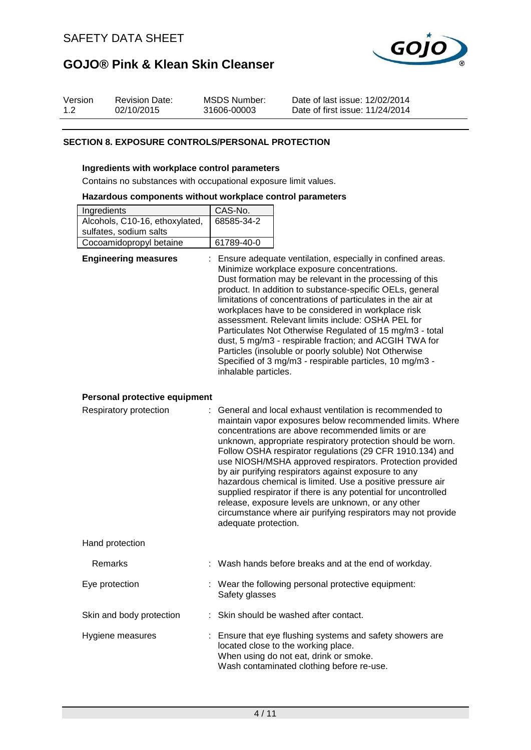## SECTION 8. EXPOSURE CONTROLS/PERSONAL PROTECTION

### Ingredients with workplace control parameters

Contains no substances with occupational exposure limit values.

### Hazardous components without workplace control parameters

| Ingredients | CAS-No. |
|---|---|
| Alcohols, C10-16, ethoxylated, sulfates, sodium salts | 68585-34-2 |
| Cocoamidopropyl betaine | 61789-40-0 |

**Engineering measures** : Ensure adequate ventilation, especially in confined areas. Minimize workplace exposure concentrations. Dust formation may be relevant in the processing of this product. In addition to substance-specific OELs, general limitations of concentrations of particulates in the air at workplaces have to be considered in workplace risk assessment. Relevant limits include: OSHA PEL for Particulates Not Otherwise Regulated of 15 mg/m3 - total dust, 5 mg/m3 - respirable fraction; and ACGIH TWA for Particles (insoluble or poorly soluble) Not Otherwise Specified of 3 mg/m3 - respirable particles, 10 mg/m3 - inhalable particles.

### Personal protective equipment

Respiratory protection : General and local exhaust ventilation is recommended to maintain vapor exposures below recommended limits. Where concentrations are above recommended limits or are unknown, appropriate respiratory protection should be worn. Follow OSHA respirator regulations (29 CFR 1910.134) and use NIOSH/MSHA approved respirators. Protection provided by air purifying respirators against exposure to any hazardous chemical is limited. Use a positive pressure air supplied respirator if there is any potential for uncontrolled release, exposure levels are unknown, or any other circumstance where air purifying respirators may not provide adequate protection.

Hand protection

Remarks : Wash hands before breaks and at the end of workday.

Eye protection : Wear the following personal protective equipment:
Safety glasses

Skin and body protection : Skin should be washed after contact.

Hygiene measures : Ensure that eye flushing systems and safety showers are located close to the working place.
When using do not eat, drink or smoke.
Wash contaminated clothing before re-use.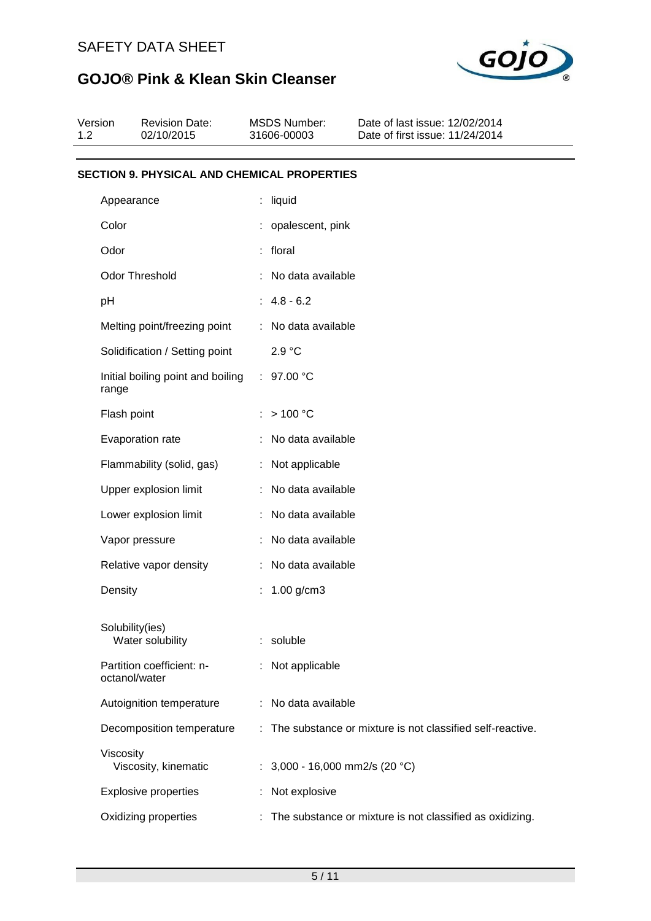SAFETY DATA SHEET

# GOJO® Pink & Klean Skin Cleanser

| Version | Revision Date: | MSDS Number: | Date of last issue: 12/02/2014 |
|---|---|---|---|
| 1.2 | 02/10/2015 | 31606-00003 | Date of first issue: 11/24/2014 |

## SECTION 9. PHYSICAL AND CHEMICAL PROPERTIES

| Property | | Value |
|---|---|---|
| Appearance | : | liquid |
| Color | : | opalescent, pink |
| Odor | : | floral |
| Odor Threshold | : | No data available |
| pH | : | 4.8 - 6.2 |
| Melting point/freezing point | : | No data available |
| Solidification / Setting point | | 2.9 °C |
| Initial boiling point and boiling range | : | 97.00 °C |
| Flash point | : | > 100 °C |
| Evaporation rate | : | No data available |
| Flammability (solid, gas) | : | Not applicable |
| Upper explosion limit | : | No data available |
| Lower explosion limit | : | No data available |
| Vapor pressure | : | No data available |
| Relative vapor density | : | No data available |
| Density | : | 1.00 g/cm3 |
| Solubility(ies) | | |
| Water solubility | : | soluble |
| Partition coefficient: n-octanol/water | : | Not applicable |
| Autoignition temperature | : | No data available |
| Decomposition temperature | : | The substance or mixture is not classified self-reactive. |
| Viscosity | | |
| Viscosity, kinematic | : | 3,000 - 16,000 mm2/s (20 °C) |
| Explosive properties | : | Not explosive |
| Oxidizing properties | : | The substance or mixture is not classified as oxidizing. |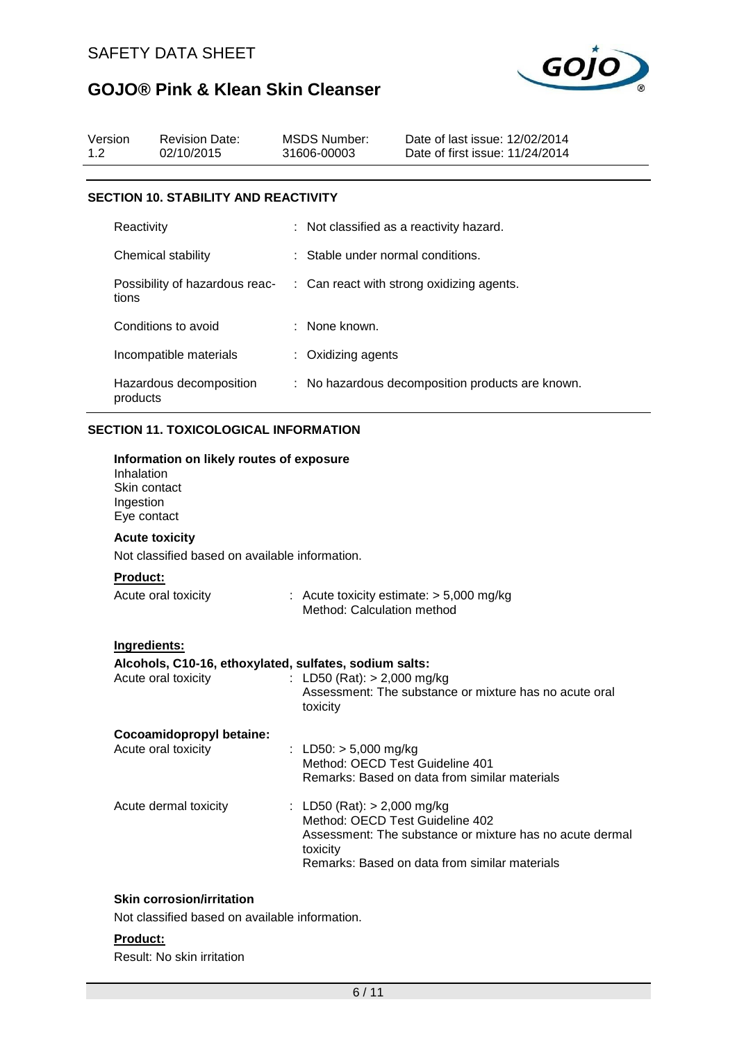## SECTION 10. STABILITY AND REACTIVITY

| | |
|---|---|
| Reactivity | : Not classified as a reactivity hazard. |
| Chemical stability | : Stable under normal conditions. |
| Possibility of hazardous reactions | : Can react with strong oxidizing agents. |
| Conditions to avoid | : None known. |
| Incompatible materials | : Oxidizing agents |
| Hazardous decomposition products | : No hazardous decomposition products are known. |

## SECTION 11. TOXICOLOGICAL INFORMATION

**Information on likely routes of exposure**
Inhalation
Skin contact
Ingestion
Eye contact

**Acute toxicity**

Not classified based on available information.

**Product:**

Acute oral toxicity : Acute toxicity estimate: > 5,000 mg/kg
Method: Calculation method

**Ingredients:**

**Alcohols, C10-16, ethoxylated, sulfates, sodium salts:**

Acute oral toxicity : LD50 (Rat): > 2,000 mg/kg
Assessment: The substance or mixture has no acute oral toxicity

**Cocoamidopropyl betaine:**

Acute oral toxicity : LD50: > 5,000 mg/kg
Method: OECD Test Guideline 401
Remarks: Based on data from similar materials

Acute dermal toxicity : LD50 (Rat): > 2,000 mg/kg
Method: OECD Test Guideline 402
Assessment: The substance or mixture has no acute dermal toxicity
Remarks: Based on data from similar materials

**Skin corrosion/irritation**

Not classified based on available information.

**Product:**

Result: No skin irritation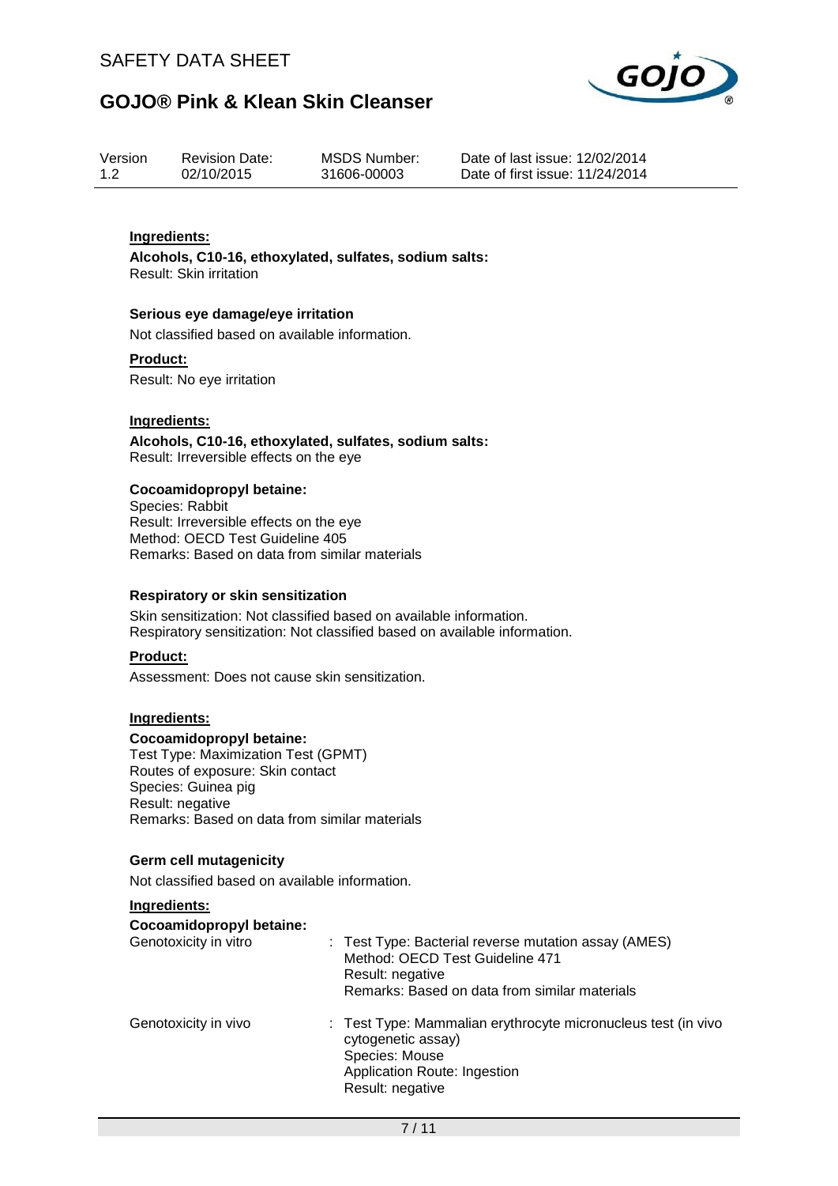**Ingredients:**

**Alcohols, C10-16, ethoxylated, sulfates, sodium salts:**
Result: Skin irritation

**Serious eye damage/eye irritation**

Not classified based on available information.

**Product:**

Result: No eye irritation

**Ingredients:**

**Alcohols, C10-16, ethoxylated, sulfates, sodium salts:**
Result: Irreversible effects on the eye

**Cocoamidopropyl betaine:**
Species: Rabbit
Result: Irreversible effects on the eye
Method: OECD Test Guideline 405
Remarks: Based on data from similar materials

**Respiratory or skin sensitization**

Skin sensitization: Not classified based on available information.
Respiratory sensitization: Not classified based on available information.

**Product:**

Assessment: Does not cause skin sensitization.

**Ingredients:**

**Cocoamidopropyl betaine:**
Test Type: Maximization Test (GPMT)
Routes of exposure: Skin contact
Species: Guinea pig
Result: negative
Remarks: Based on data from similar materials

**Germ cell mutagenicity**

Not classified based on available information.

**Ingredients:**

**Cocoamidopropyl betaine:**

| | |
|---|---|
| Genotoxicity in vitro | : Test Type: Bacterial reverse mutation assay (AMES)<br>Method: OECD Test Guideline 471<br>Result: negative<br>Remarks: Based on data from similar materials |
| Genotoxicity in vivo | : Test Type: Mammalian erythrocyte micronucleus test (in vivo cytogenetic assay)<br>Species: Mouse<br>Application Route: Ingestion<br>Result: negative |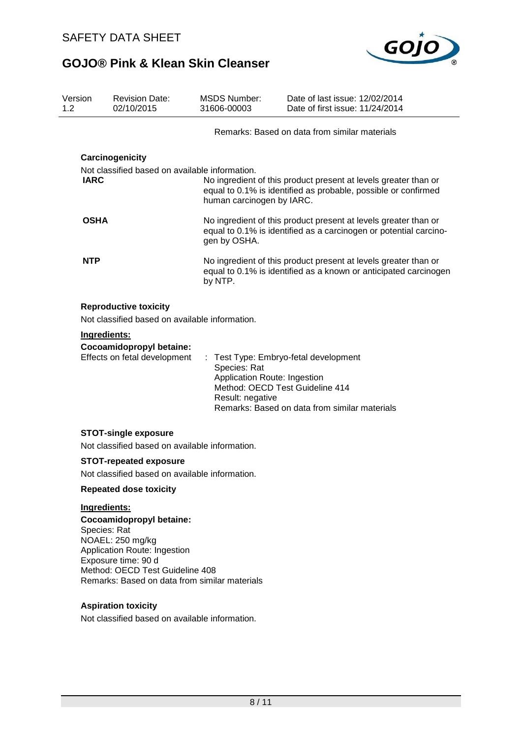Remarks: Based on data from similar materials

**Carcinogenicity**

Not classified based on available information.

| | |
|---|---|
| **IARC** | No ingredient of this product present at levels greater than or equal to 0.1% is identified as probable, possible or confirmed human carcinogen by IARC. |
| **OSHA** | No ingredient of this product present at levels greater than or equal to 0.1% is identified as a carcinogen or potential carcinogen by OSHA. |
| **NTP** | No ingredient of this product present at levels greater than or equal to 0.1% is identified as a known or anticipated carcinogen by NTP. |

**Reproductive toxicity**

Not classified based on available information.

**Ingredients:**

**Cocoamidopropyl betaine:**

Effects on fetal development : Test Type: Embryo-fetal development
Species: Rat
Application Route: Ingestion
Method: OECD Test Guideline 414
Result: negative
Remarks: Based on data from similar materials

**STOT-single exposure**

Not classified based on available information.

**STOT-repeated exposure**

Not classified based on available information.

**Repeated dose toxicity**

**Ingredients:**

**Cocoamidopropyl betaine:**

Species: Rat
NOAEL: 250 mg/kg
Application Route: Ingestion
Exposure time: 90 d
Method: OECD Test Guideline 408
Remarks: Based on data from similar materials

**Aspiration toxicity**

Not classified based on available information.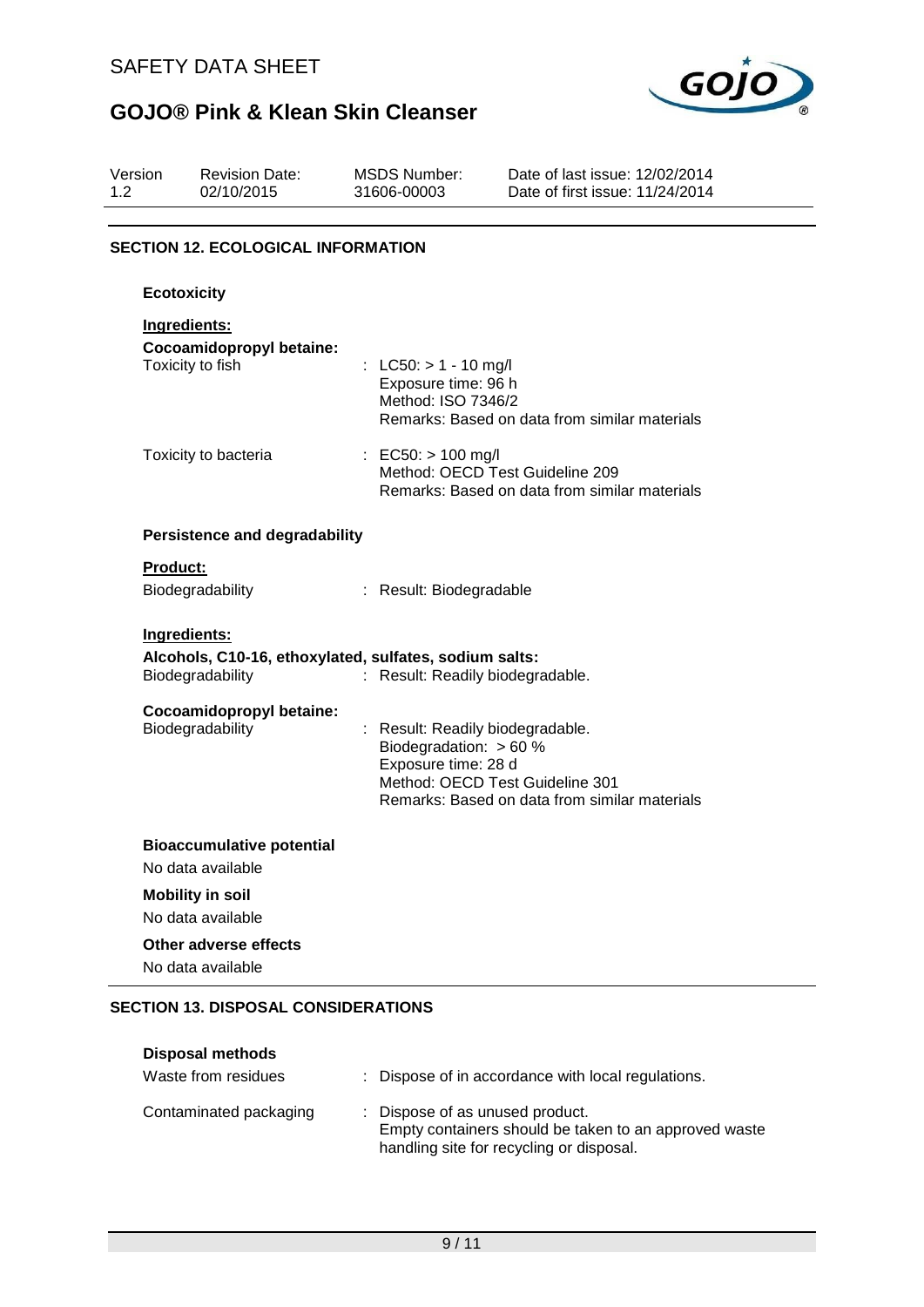## SECTION 12. ECOLOGICAL INFORMATION

### Ecotoxicity

**Ingredients:**

**Cocoamidopropyl betaine:**

Toxicity to fish : LC50: > 1 - 10 mg/l
Exposure time: 96 h
Method: ISO 7346/2
Remarks: Based on data from similar materials

Toxicity to bacteria : EC50: > 100 mg/l
Method: OECD Test Guideline 209
Remarks: Based on data from similar materials

### Persistence and degradability

**Product:**

Biodegradability : Result: Biodegradable

**Ingredients:**

**Alcohols, C10-16, ethoxylated, sulfates, sodium salts:**

Biodegradability : Result: Readily biodegradable.

**Cocoamidopropyl betaine:**

Biodegradability : Result: Readily biodegradable.
Biodegradation: > 60 %
Exposure time: 28 d
Method: OECD Test Guideline 301
Remarks: Based on data from similar materials

### Bioaccumulative potential

No data available

### Mobility in soil

No data available

### Other adverse effects

No data available

## SECTION 13. DISPOSAL CONSIDERATIONS

### Disposal methods

Waste from residues : Dispose of in accordance with local regulations.

Contaminated packaging : Dispose of as unused product.
Empty containers should be taken to an approved waste handling site for recycling or disposal.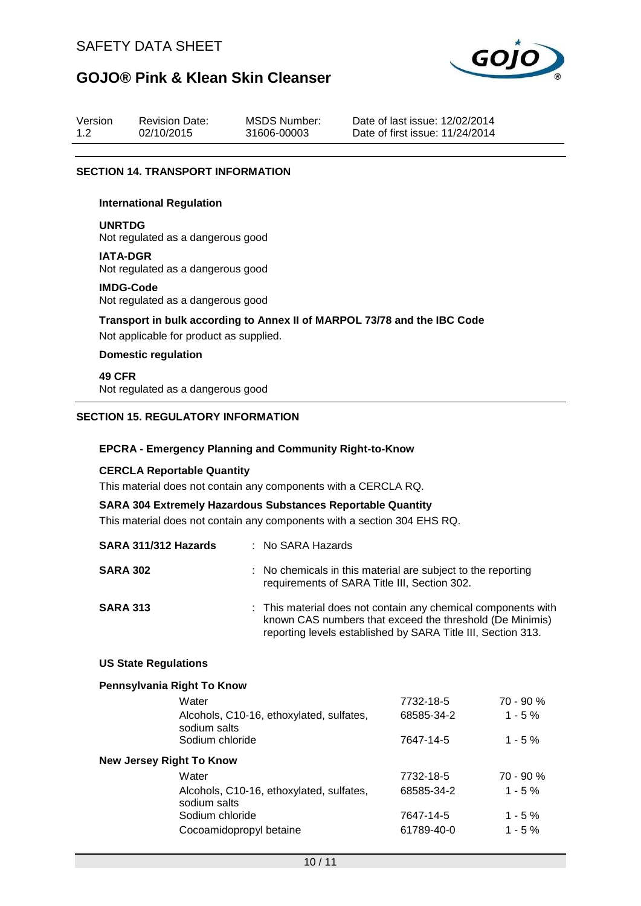## SECTION 14. TRANSPORT INFORMATION

### International Regulation

**UNRTDG**
Not regulated as a dangerous good

**IATA-DGR**
Not regulated as a dangerous good

**IMDG-Code**
Not regulated as a dangerous good

**Transport in bulk according to Annex II of MARPOL 73/78 and the IBC Code**
Not applicable for product as supplied.

### Domestic regulation

**49 CFR**
Not regulated as a dangerous good

## SECTION 15. REGULATORY INFORMATION

### EPCRA - Emergency Planning and Community Right-to-Know

**CERCLA Reportable Quantity**
This material does not contain any components with a CERCLA RQ.

**SARA 304 Extremely Hazardous Substances Reportable Quantity**
This material does not contain any components with a section 304 EHS RQ.

**SARA 311/312 Hazards** : No SARA Hazards

**SARA 302** : No chemicals in this material are subject to the reporting requirements of SARA Title III, Section 302.

**SARA 313** : This material does not contain any chemical components with known CAS numbers that exceed the threshold (De Minimis) reporting levels established by SARA Title III, Section 313.

### US State Regulations

**Pennsylvania Right To Know**

| Component | CAS | Concentration |
|---|---|---|
| Water | 7732-18-5 | 70 - 90 % |
| Alcohols, C10-16, ethoxylated, sulfates, sodium salts | 68585-34-2 | 1 - 5 % |
| Sodium chloride | 7647-14-5 | 1 - 5 % |

**New Jersey Right To Know**

| Component | CAS | Concentration |
|---|---|---|
| Water | 7732-18-5 | 70 - 90 % |
| Alcohols, C10-16, ethoxylated, sulfates, sodium salts | 68585-34-2 | 1 - 5 % |
| Sodium chloride | 7647-14-5 | 1 - 5 % |
| Cocoamidopropyl betaine | 61789-40-0 | 1 - 5 % |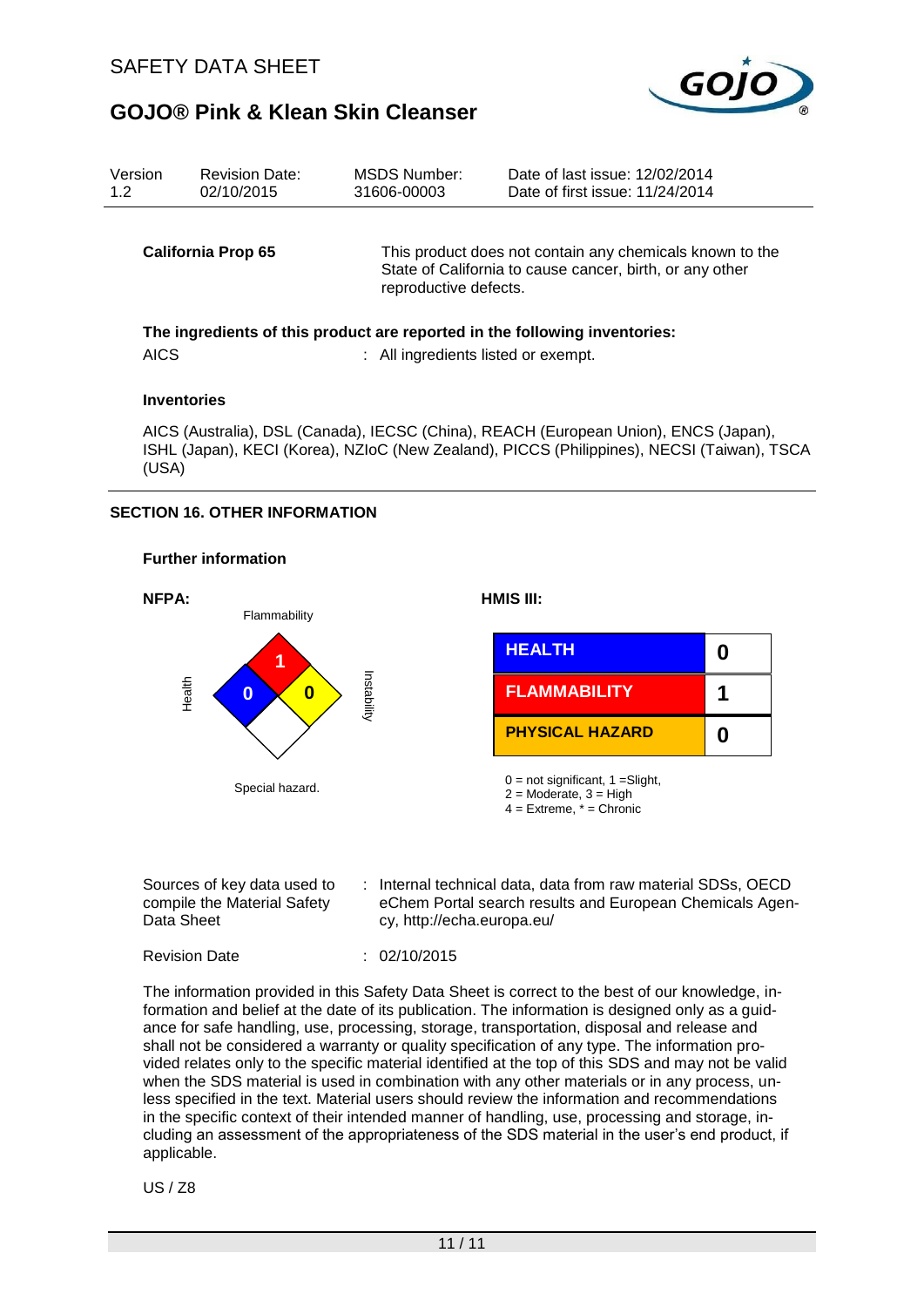| Version | Revision Date: | MSDS Number: | Date of last issue: 12/02/2014 |
| --- | --- | --- | --- |
| 1.2 | 02/10/2015 | 31606-00003 | Date of first issue: 11/24/2014 |

**California Prop 65** This product does not contain any chemicals known to the State of California to cause cancer, birth, or any other reproductive defects.

**The ingredients of this product are reported in the following inventories:**

AICS : All ingredients listed or exempt.

**Inventories**

AICS (Australia), DSL (Canada), IECSC (China), REACH (European Union), ENCS (Japan), ISHL (Japan), KECI (Korea), NZIoC (New Zealand), PICCS (Philippines), NECSI (Taiwan), TSCA (USA)

## SECTION 16. OTHER INFORMATION

**Further information**

**NFPA:**

Flammability
1
Health
0
Instability
0
Special hazard.

**HMIS III:**

| | |
| --- | --- |
| HEALTH | 0 |
| FLAMMABILITY | 1 |
| PHYSICAL HAZARD | 0 |

0 = not significant, 1 =Slight,
2 = Moderate, 3 = High
4 = Extreme, * = Chronic

Sources of key data used to compile the Material Safety Data Sheet : Internal technical data, data from raw material SDSs, OECD eChem Portal search results and European Chemicals Agency, http://echa.europa.eu/

Revision Date : 02/10/2015

The information provided in this Safety Data Sheet is correct to the best of our knowledge, information and belief at the date of its publication. The information is designed only as a guidance for safe handling, use, processing, storage, transportation, disposal and release and shall not be considered a warranty or quality specification of any type. The information provided relates only to the specific material identified at the top of this SDS and may not be valid when the SDS material is used in combination with any other materials or in any process, unless specified in the text. Material users should review the information and recommendations in the specific context of their intended manner of handling, use, processing and storage, including an assessment of the appropriateness of the SDS material in the user's end product, if applicable.

US / Z8